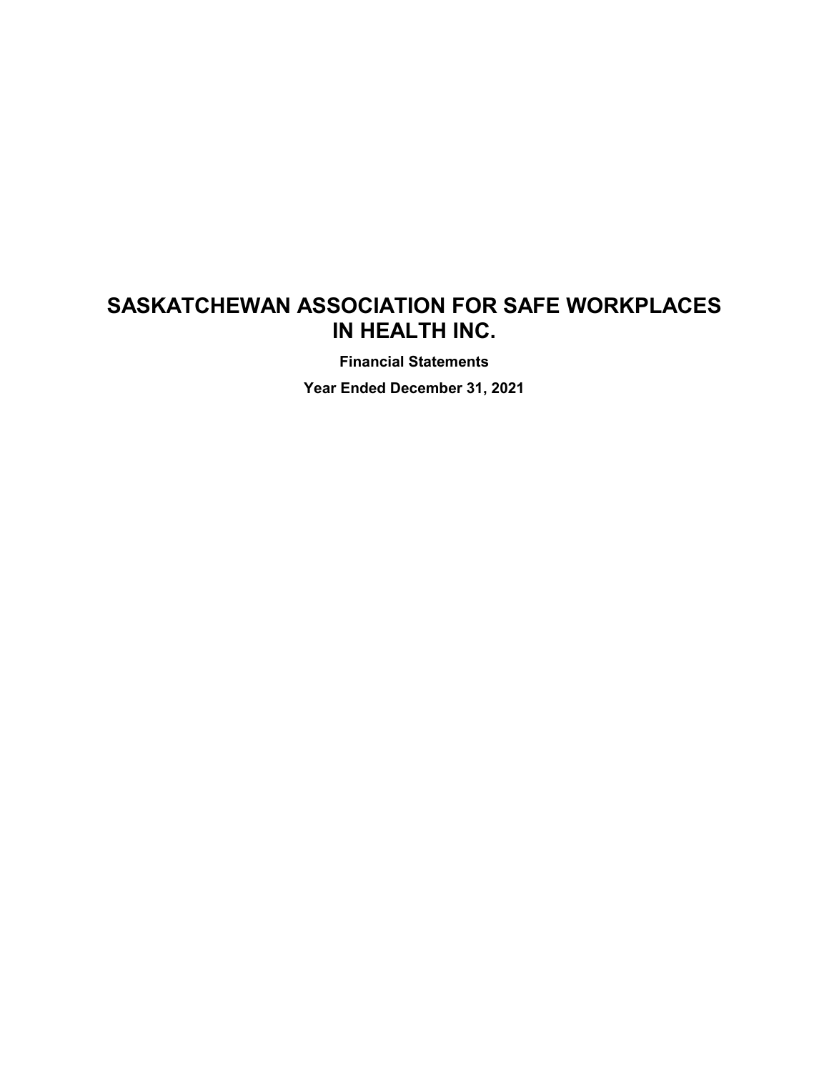# SASKATCHEWAN ASSOCIATION FOR SAFE WORKPLACES IN HEALTH INC.

**Financial Statements**

**Year Ended December 31, 2021**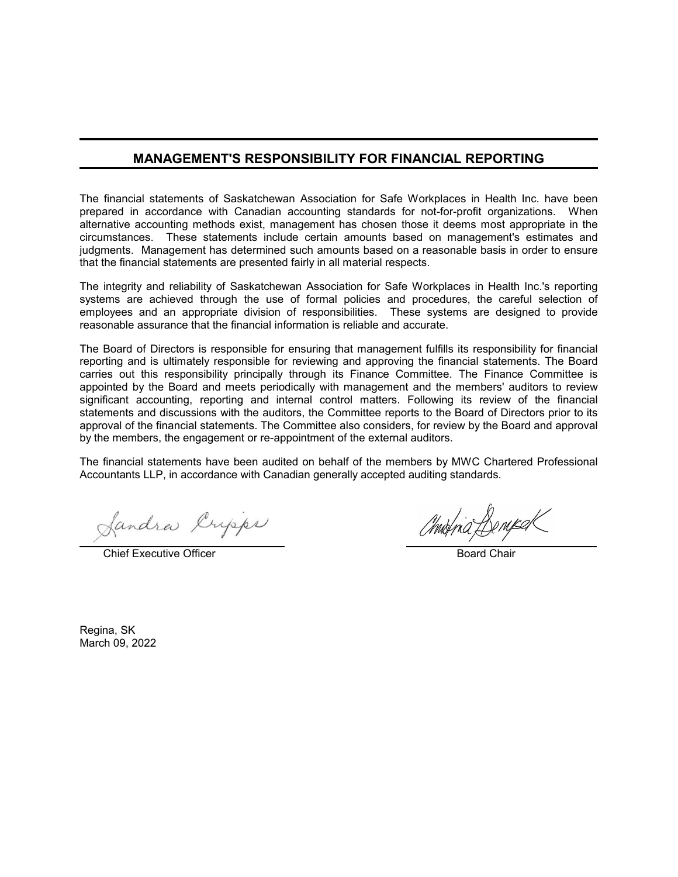## MANAGEMENT'S RESPONSIBILITY FOR FINANCIAL REPORTING

The financial statements of Saskatchewan Association for Safe Workplaces in Health Inc. have been prepared in accordance with Canadian accounting standards for not-for-profit organizations. When alternative accounting methods exist, management has chosen those it deems most appropriate in the circumstances. These statements include certain amounts based on management's estimates and judgments. Management has determined such amounts based on a reasonable basis in order to ensure that the financial statements are presented fairly in all material respects.

The integrity and reliability of Saskatchewan Association for Safe Workplaces in Health Inc.'s reporting systems are achieved through the use of formal policies and procedures, the careful selection of employees and an appropriate division of responsibilities. These systems are designed to provide reasonable assurance that the financial information is reliable and accurate.

The Board of Directors is responsible for ensuring that management fulfills its responsibility for financial reporting and is ultimately responsible for reviewing and approving the financial statements. The Board carries out this responsibility principally through its Finance Committee. The Finance Committee is appointed by the Board and meets periodically with management and the members' auditors to review significant accounting, reporting and internal control matters. Following its review of the financial statements and discussions with the auditors, the Committee reports to the Board of Directors prior to its approval of the financial statements. The Committee also considers, for review by the Board and approval by the members, the engagement or re-appointment of the external auditors.

The financial statements have been audited on behalf of the members by MWC Chartered Professional Accountants LLP, in accordance with Canadian generally accepted auditing standards.

Sandra Cripps
Chief Executive Officer

Christina Denysek
Board Chair

Regina, SK
March 09, 2022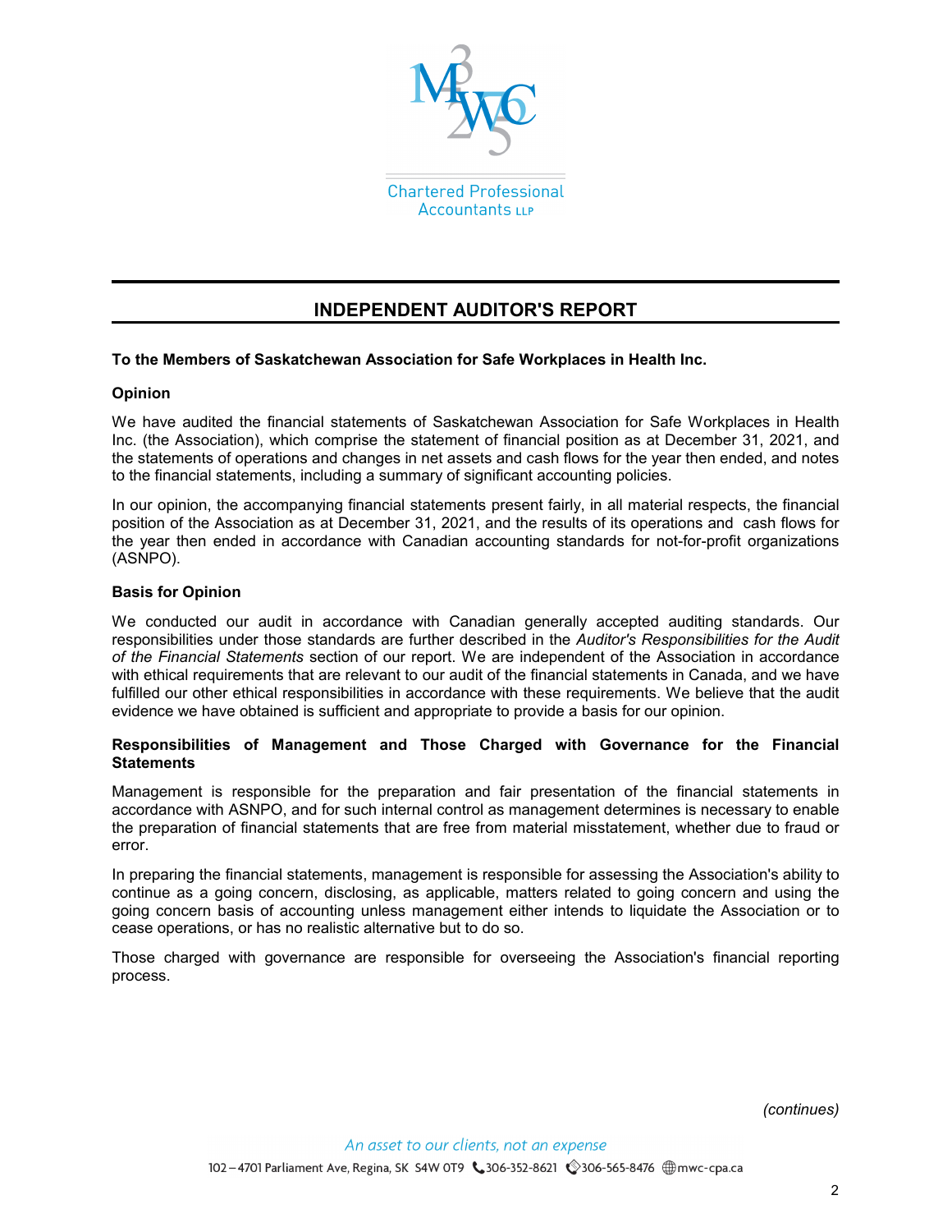Chartered Professional Accountants LLP

# INDEPENDENT AUDITOR'S REPORT

**To the Members of Saskatchewan Association for Safe Workplaces in Health Inc.**

**Opinion**

We have audited the financial statements of Saskatchewan Association for Safe Workplaces in Health Inc. (the Association), which comprise the statement of financial position as at December 31, 2021, and the statements of operations and changes in net assets and cash flows for the year then ended, and notes to the financial statements, including a summary of significant accounting policies.

In our opinion, the accompanying financial statements present fairly, in all material respects, the financial position of the Association as at December 31, 2021, and the results of its operations and cash flows for the year then ended in accordance with Canadian accounting standards for not-for-profit organizations (ASNPO).

**Basis for Opinion**

We conducted our audit in accordance with Canadian generally accepted auditing standards. Our responsibilities under those standards are further described in the *Auditor's Responsibilities for the Audit of the Financial Statements* section of our report. We are independent of the Association in accordance with ethical requirements that are relevant to our audit of the financial statements in Canada, and we have fulfilled our other ethical responsibilities in accordance with these requirements. We believe that the audit evidence we have obtained is sufficient and appropriate to provide a basis for our opinion.

**Responsibilities of Management and Those Charged with Governance for the Financial Statements**

Management is responsible for the preparation and fair presentation of the financial statements in accordance with ASNPO, and for such internal control as management determines is necessary to enable the preparation of financial statements that are free from material misstatement, whether due to fraud or error.

In preparing the financial statements, management is responsible for assessing the Association's ability to continue as a going concern, disclosing, as applicable, matters related to going concern and using the going concern basis of accounting unless management either intends to liquidate the Association or to cease operations, or has no realistic alternative but to do so.

Those charged with governance are responsible for overseeing the Association's financial reporting process.

*(continues)*

*An asset to our clients, not an expense*

102 – 4701 Parliament Ave, Regina, SK S4W 0T9 306-352-8621 306-565-8476 mwc-cpa.ca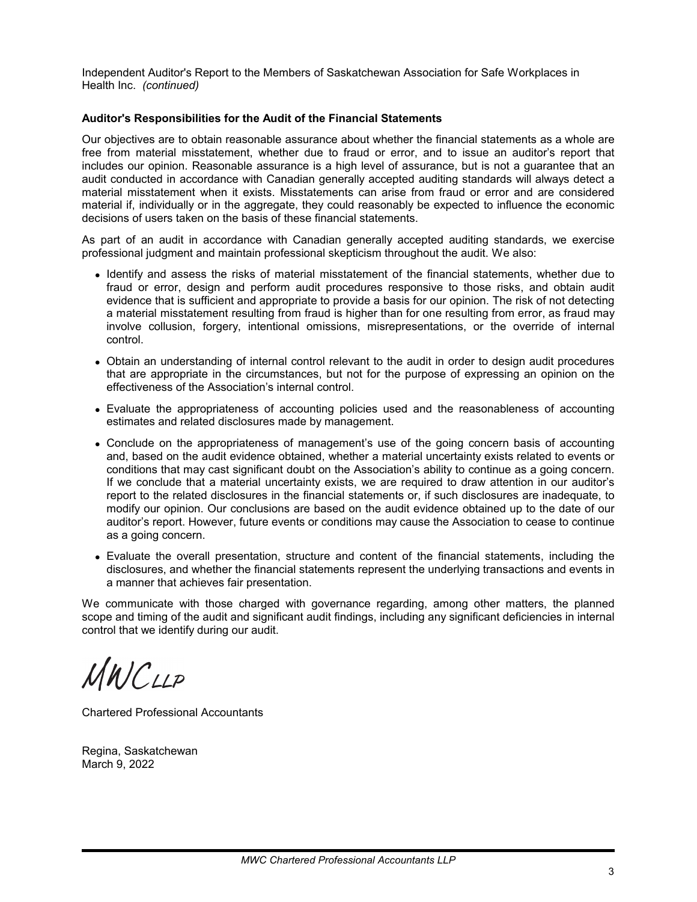Independent Auditor's Report to the Members of Saskatchewan Association for Safe Workplaces in Health Inc. *(continued)*

**Auditor's Responsibilities for the Audit of the Financial Statements**

Our objectives are to obtain reasonable assurance about whether the financial statements as a whole are free from material misstatement, whether due to fraud or error, and to issue an auditor's report that includes our opinion. Reasonable assurance is a high level of assurance, but is not a guarantee that an audit conducted in accordance with Canadian generally accepted auditing standards will always detect a material misstatement when it exists. Misstatements can arise from fraud or error and are considered material if, individually or in the aggregate, they could reasonably be expected to influence the economic decisions of users taken on the basis of these financial statements.

As part of an audit in accordance with Canadian generally accepted auditing standards, we exercise professional judgment and maintain professional skepticism throughout the audit. We also:

- Identify and assess the risks of material misstatement of the financial statements, whether due to fraud or error, design and perform audit procedures responsive to those risks, and obtain audit evidence that is sufficient and appropriate to provide a basis for our opinion. The risk of not detecting a material misstatement resulting from fraud is higher than for one resulting from error, as fraud may involve collusion, forgery, intentional omissions, misrepresentations, or the override of internal control.
- Obtain an understanding of internal control relevant to the audit in order to design audit procedures that are appropriate in the circumstances, but not for the purpose of expressing an opinion on the effectiveness of the Association's internal control.
- Evaluate the appropriateness of accounting policies used and the reasonableness of accounting estimates and related disclosures made by management.
- Conclude on the appropriateness of management's use of the going concern basis of accounting and, based on the audit evidence obtained, whether a material uncertainty exists related to events or conditions that may cast significant doubt on the Association's ability to continue as a going concern. If we conclude that a material uncertainty exists, we are required to draw attention in our auditor's report to the related disclosures in the financial statements or, if such disclosures are inadequate, to modify our opinion. Our conclusions are based on the audit evidence obtained up to the date of our auditor's report. However, future events or conditions may cause the Association to cease to continue as a going concern.
- Evaluate the overall presentation, structure and content of the financial statements, including the disclosures, and whether the financial statements represent the underlying transactions and events in a manner that achieves fair presentation.

We communicate with those charged with governance regarding, among other matters, the planned scope and timing of the audit and significant audit findings, including any significant deficiencies in internal control that we identify during our audit.

MWC LLP

Chartered Professional Accountants

Regina, Saskatchewan
March 9, 2022

*MWC Chartered Professional Accountants LLP*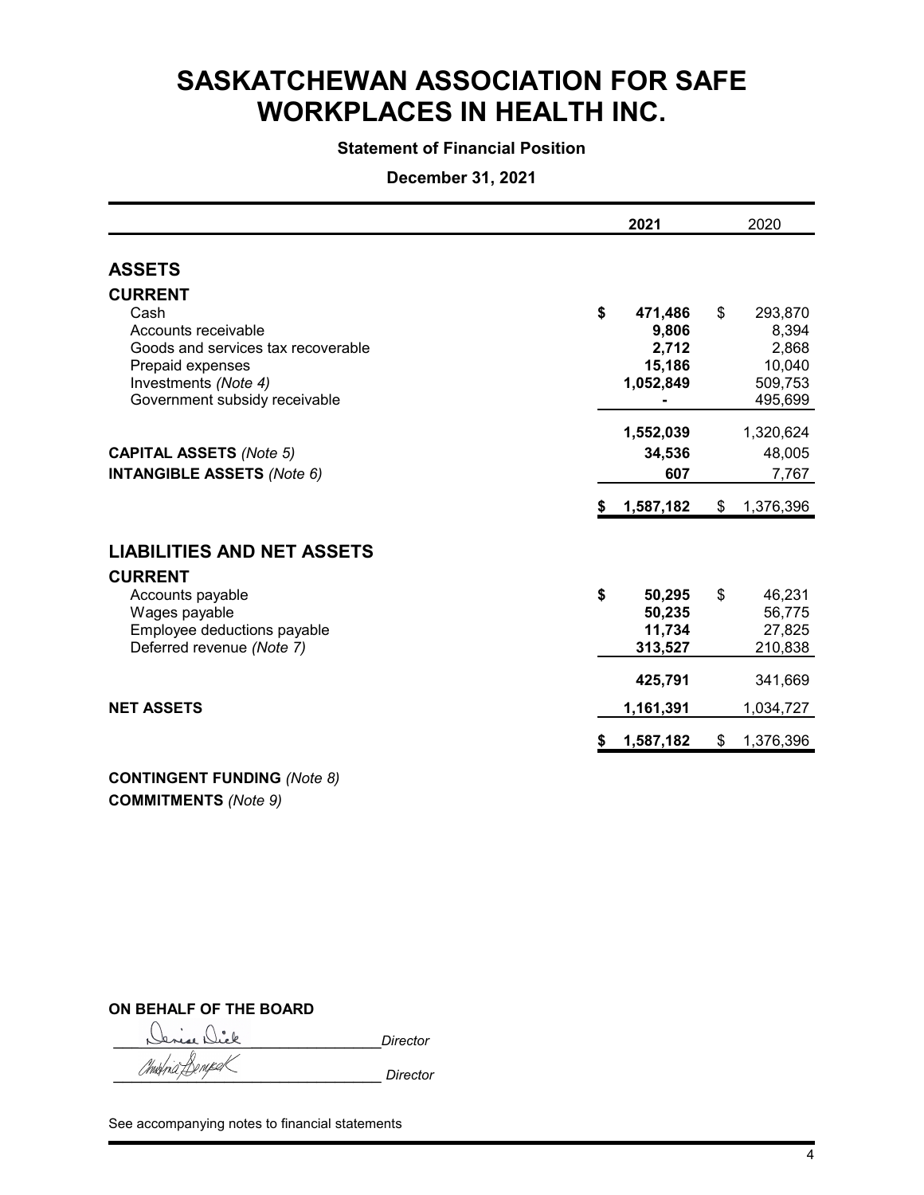# SASKATCHEWAN ASSOCIATION FOR SAFE WORKPLACES IN HEALTH INC.

**Statement of Financial Position**

**December 31, 2021**

| | **2021** | 2020 |
|---|---|---|
| **ASSETS** | | |
| **CURRENT** | | |
| Cash | **$ 471,486** | $ 293,870 |
| Accounts receivable | **9,806** | 8,394 |
| Goods and services tax recoverable | **2,712** | 2,868 |
| Prepaid expenses | **15,186** | 10,040 |
| Investments *(Note 4)* | **1,052,849** | 509,753 |
| Government subsidy receivable | **-** | 495,699 |
| | **1,552,039** | 1,320,624 |
| **CAPITAL ASSETS** *(Note 5)* | **34,536** | 48,005 |
| **INTANGIBLE ASSETS** *(Note 6)* | **607** | 7,767 |
| | **$ 1,587,182** | $ 1,376,396 |
| **LIABILITIES AND NET ASSETS** | | |
| **CURRENT** | | |
| Accounts payable | **$ 50,295** | $ 46,231 |
| Wages payable | **50,235** | 56,775 |
| Employee deductions payable | **11,734** | 27,825 |
| Deferred revenue *(Note 7)* | **313,527** | 210,838 |
| | **425,791** | 341,669 |
| **NET ASSETS** | **1,161,391** | 1,034,727 |
| | **$ 1,587,182** | $ 1,376,396 |

**CONTINGENT FUNDING** *(Note 8)*

**COMMITMENTS** *(Note 9)*

**ON BEHALF OF THE BOARD**

Denise Dick _Director_

Christina Denysek _Director_

See accompanying notes to financial statements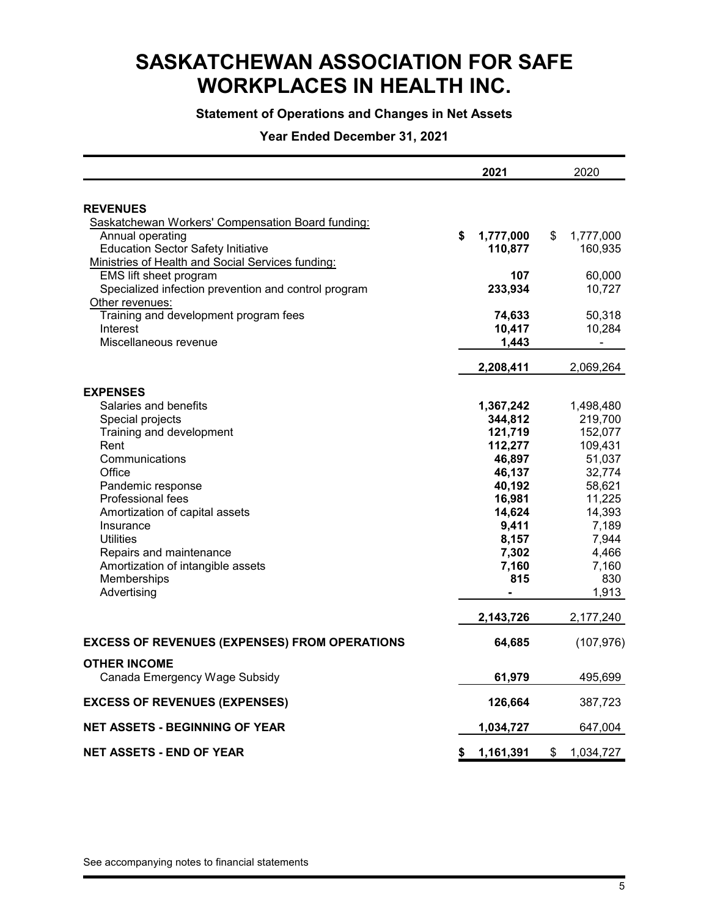# SASKATCHEWAN ASSOCIATION FOR SAFE WORKPLACES IN HEALTH INC.

**Statement of Operations and Changes in Net Assets**

**Year Ended December 31, 2021**

| | **2021** | 2020 |
|---|---|---|
| **REVENUES** | | |
| Saskatchewan Workers' Compensation Board funding: | | |
| Annual operating | **$ 1,777,000** | $ 1,777,000 |
| Education Sector Safety Initiative | **110,877** | 160,935 |
| Ministries of Health and Social Services funding: | | |
| EMS lift sheet program | **107** | 60,000 |
| Specialized infection prevention and control program | **233,934** | 10,727 |
| Other revenues: | | |
| Training and development program fees | **74,633** | 50,318 |
| Interest | **10,417** | 10,284 |
| Miscellaneous revenue | **1,443** | - |
| | **2,208,411** | 2,069,264 |
| **EXPENSES** | | |
| Salaries and benefits | **1,367,242** | 1,498,480 |
| Special projects | **344,812** | 219,700 |
| Training and development | **121,719** | 152,077 |
| Rent | **112,277** | 109,431 |
| Communications | **46,897** | 51,037 |
| Office | **46,137** | 32,774 |
| Pandemic response | **40,192** | 58,621 |
| Professional fees | **16,981** | 11,225 |
| Amortization of capital assets | **14,624** | 14,393 |
| Insurance | **9,411** | 7,189 |
| Utilities | **8,157** | 7,944 |
| Repairs and maintenance | **7,302** | 4,466 |
| Amortization of intangible assets | **7,160** | 7,160 |
| Memberships | **815** | 830 |
| Advertising | **-** | 1,913 |
| | **2,143,726** | 2,177,240 |
| **EXCESS OF REVENUES (EXPENSES) FROM OPERATIONS** | **64,685** | (107,976) |
| **OTHER INCOME** | | |
| Canada Emergency Wage Subsidy | **61,979** | 495,699 |
| **EXCESS OF REVENUES (EXPENSES)** | **126,664** | 387,723 |
| **NET ASSETS - BEGINNING OF YEAR** | **1,034,727** | 647,004 |
| **NET ASSETS - END OF YEAR** | **$ 1,161,391** | $ 1,034,727 |

See accompanying notes to financial statements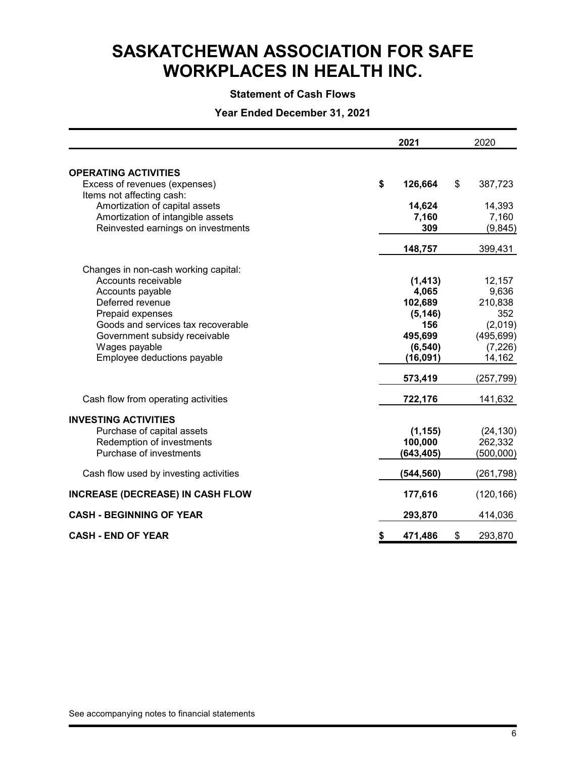# SASKATCHEWAN ASSOCIATION FOR SAFE WORKPLACES IN HEALTH INC.

**Statement of Cash Flows**

**Year Ended December 31, 2021**

| | **2021** | 2020 |
|---|---|---|
| **OPERATING ACTIVITIES** | | |
| Excess of revenues (expenses) | **$ 126,664** | $ 387,723 |
| Items not affecting cash: | | |
| Amortization of capital assets | **14,624** | 14,393 |
| Amortization of intangible assets | **7,160** | 7,160 |
| Reinvested earnings on investments | **309** | (9,845) |
| | **148,757** | 399,431 |
| Changes in non-cash working capital: | | |
| Accounts receivable | **(1,413)** | 12,157 |
| Accounts payable | **4,065** | 9,636 |
| Deferred revenue | **102,689** | 210,838 |
| Prepaid expenses | **(5,146)** | 352 |
| Goods and services tax recoverable | **156** | (2,019) |
| Government subsidy receivable | **495,699** | (495,699) |
| Wages payable | **(6,540)** | (7,226) |
| Employee deductions payable | **(16,091)** | 14,162 |
| | **573,419** | (257,799) |
| Cash flow from operating activities | **722,176** | 141,632 |
| **INVESTING ACTIVITIES** | | |
| Purchase of capital assets | **(1,155)** | (24,130) |
| Redemption of investments | **100,000** | 262,332 |
| Purchase of investments | **(643,405)** | (500,000) |
| Cash flow used by investing activities | **(544,560)** | (261,798) |
| **INCREASE (DECREASE) IN CASH FLOW** | **177,616** | (120,166) |
| **CASH - BEGINNING OF YEAR** | **293,870** | 414,036 |
| **CASH - END OF YEAR** | **$ 471,486** | $ 293,870 |

See accompanying notes to financial statements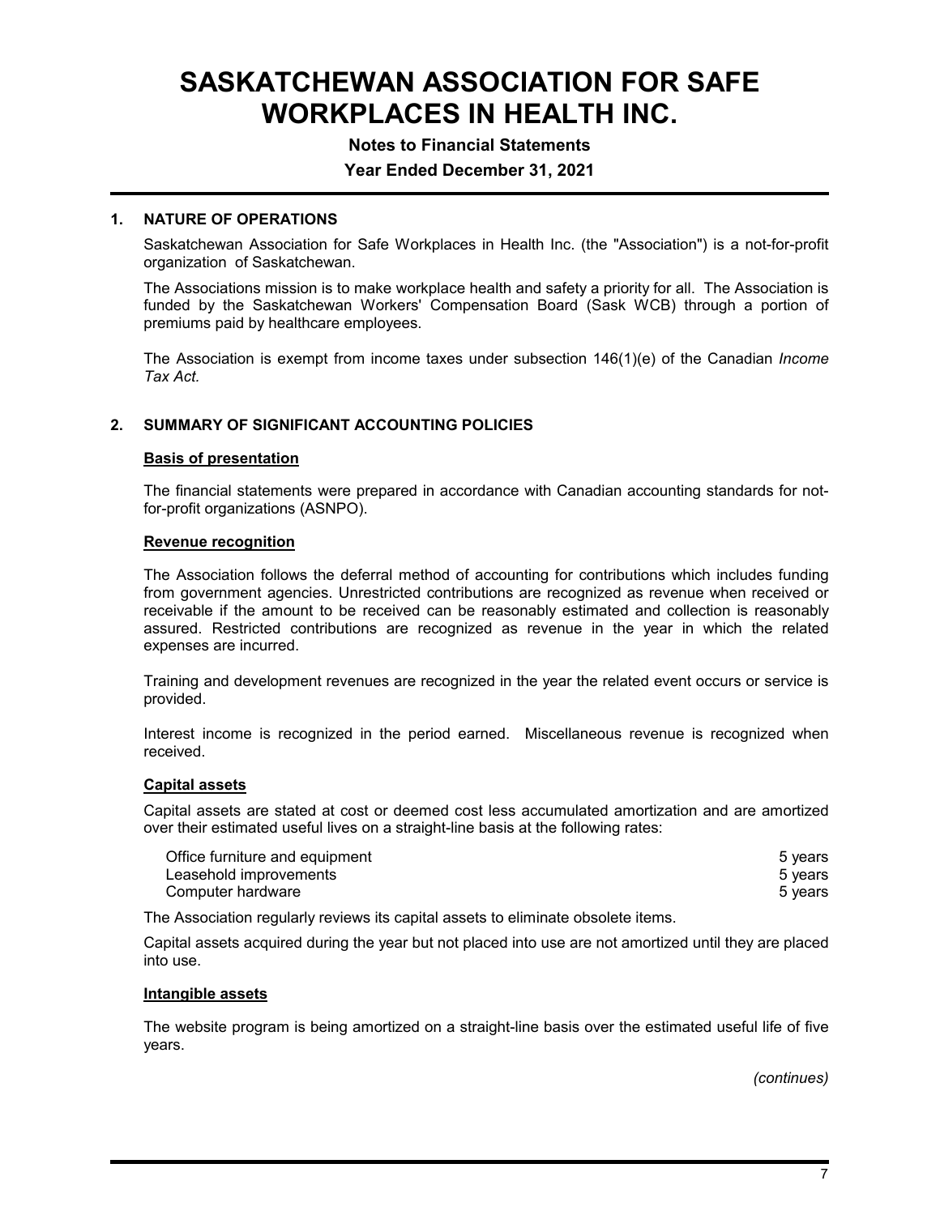# SASKATCHEWAN ASSOCIATION FOR SAFE WORKPLACES IN HEALTH INC.

**Notes to Financial Statements**

**Year Ended December 31, 2021**

## 1. NATURE OF OPERATIONS

Saskatchewan Association for Safe Workplaces in Health Inc. (the "Association") is a not-for-profit organization of Saskatchewan.

The Associations mission is to make workplace health and safety a priority for all. The Association is funded by the Saskatchewan Workers' Compensation Board (Sask WCB) through a portion of premiums paid by healthcare employees.

The Association is exempt from income taxes under subsection 146(1)(e) of the Canadian *Income Tax Act*.

## 2. SUMMARY OF SIGNIFICANT ACCOUNTING POLICIES

### Basis of presentation

The financial statements were prepared in accordance with Canadian accounting standards for not-for-profit organizations (ASNPO).

### Revenue recognition

The Association follows the deferral method of accounting for contributions which includes funding from government agencies. Unrestricted contributions are recognized as revenue when received or receivable if the amount to be received can be reasonably estimated and collection is reasonably assured. Restricted contributions are recognized as revenue in the year in which the related expenses are incurred.

Training and development revenues are recognized in the year the related event occurs or service is provided.

Interest income is recognized in the period earned. Miscellaneous revenue is recognized when received.

### Capital assets

Capital assets are stated at cost or deemed cost less accumulated amortization and are amortized over their estimated useful lives on a straight-line basis at the following rates:

| | |
|---|---|
| Office furniture and equipment | 5 years |
| Leasehold improvements | 5 years |
| Computer hardware | 5 years |

The Association regularly reviews its capital assets to eliminate obsolete items.

Capital assets acquired during the year but not placed into use are not amortized until they are placed into use.

### Intangible assets

The website program is being amortized on a straight-line basis over the estimated useful life of five years.

*(continues)*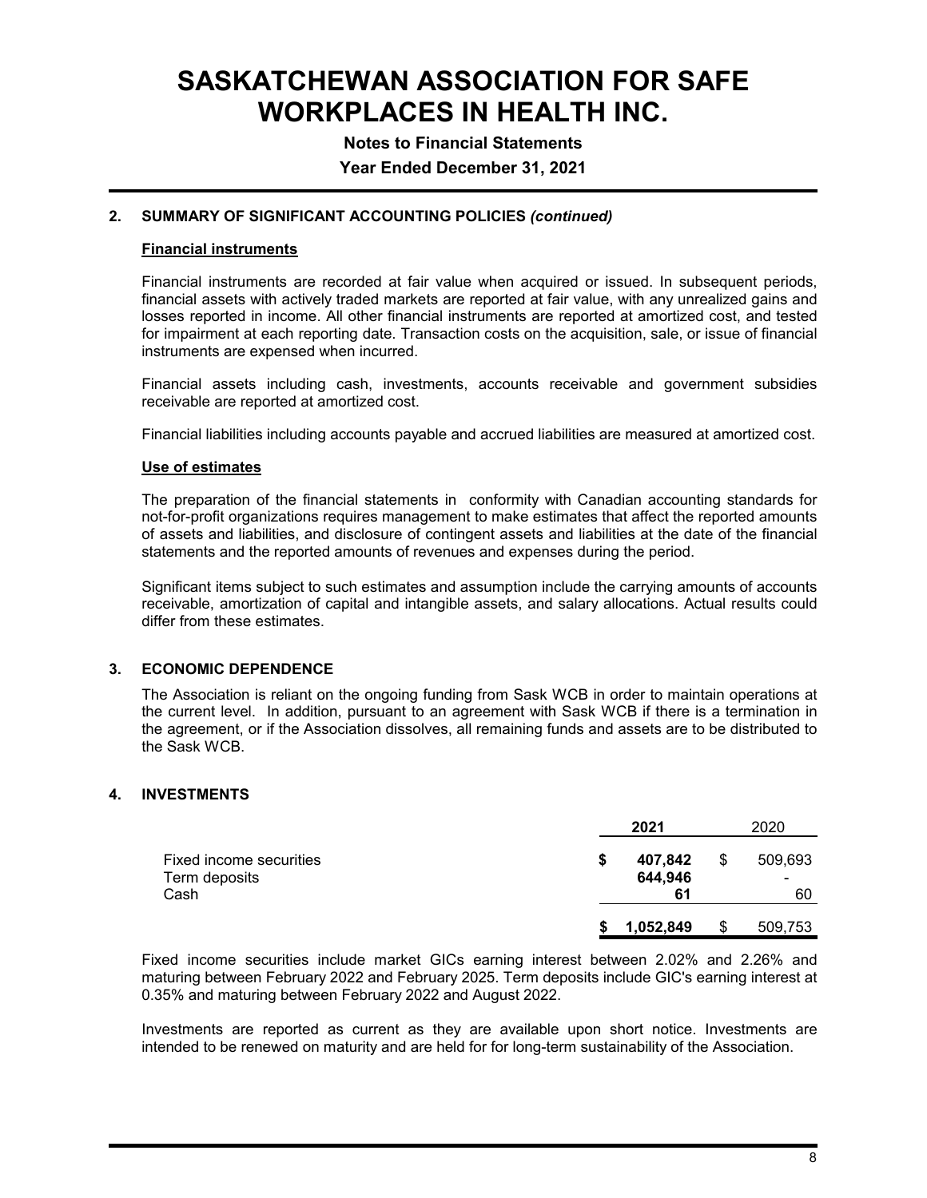# SASKATCHEWAN ASSOCIATION FOR SAFE WORKPLACES IN HEALTH INC.

**Notes to Financial Statements**

**Year Ended December 31, 2021**

## 2. SUMMARY OF SIGNIFICANT ACCOUNTING POLICIES *(continued)*

### Financial instruments

Financial instruments are recorded at fair value when acquired or issued. In subsequent periods, financial assets with actively traded markets are reported at fair value, with any unrealized gains and losses reported in income. All other financial instruments are reported at amortized cost, and tested for impairment at each reporting date. Transaction costs on the acquisition, sale, or issue of financial instruments are expensed when incurred.

Financial assets including cash, investments, accounts receivable and government subsidies receivable are reported at amortized cost.

Financial liabilities including accounts payable and accrued liabilities are measured at amortized cost.

### Use of estimates

The preparation of the financial statements in conformity with Canadian accounting standards for not-for-profit organizations requires management to make estimates that affect the reported amounts of assets and liabilities, and disclosure of contingent assets and liabilities at the date of the financial statements and the reported amounts of revenues and expenses during the period.

Significant items subject to such estimates and assumption include the carrying amounts of accounts receivable, amortization of capital and intangible assets, and salary allocations. Actual results could differ from these estimates.

## 3. ECONOMIC DEPENDENCE

The Association is reliant on the ongoing funding from Sask WCB in order to maintain operations at the current level. In addition, pursuant to an agreement with Sask WCB if there is a termination in the agreement, or if the Association dissolves, all remaining funds and assets are to be distributed to the Sask WCB.

## 4. INVESTMENTS

| | **2021** | 2020 |
|---|---|---|
| Fixed income securities | **$ 407,842** | $ 509,693 |
| Term deposits | **644,946** | - |
| Cash | **61** | 60 |
| | **$ 1,052,849** | $ 509,753 |

Fixed income securities include market GICs earning interest between 2.02% and 2.26% and maturing between February 2022 and February 2025. Term deposits include GIC's earning interest at 0.35% and maturing between February 2022 and August 2022.

Investments are reported as current as they are available upon short notice. Investments are intended to be renewed on maturity and are held for for long-term sustainability of the Association.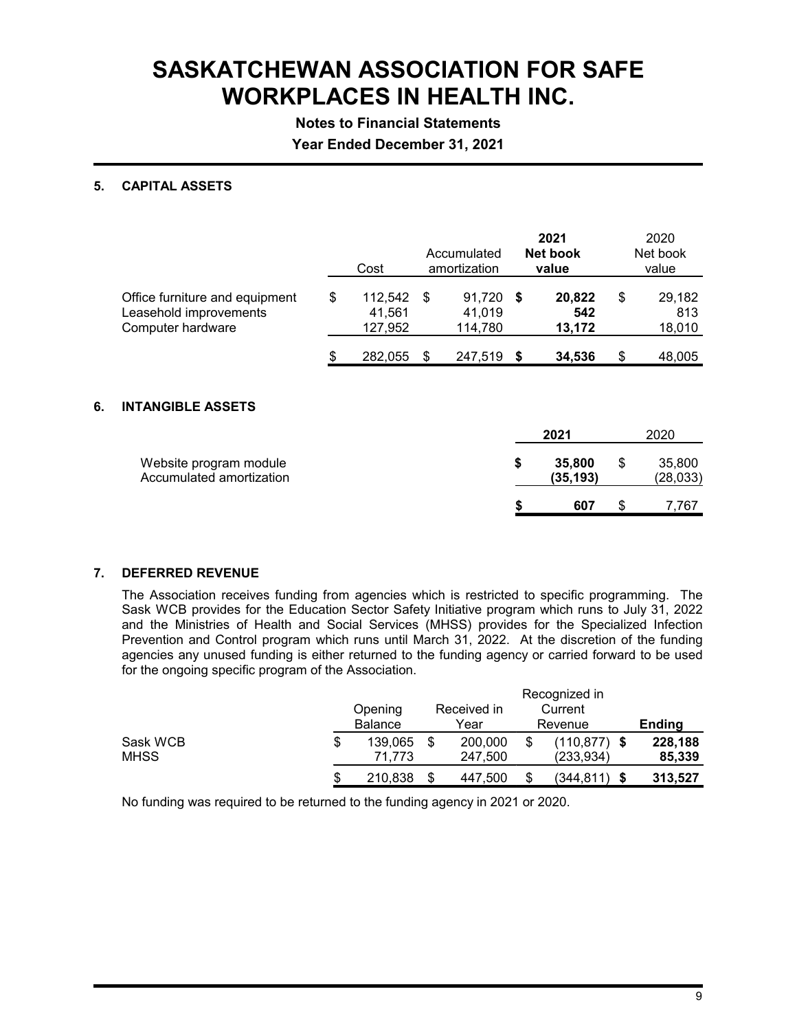# SASKATCHEWAN ASSOCIATION FOR SAFE WORKPLACES IN HEALTH INC.

**Notes to Financial Statements**

**Year Ended December 31, 2021**

## 5. CAPITAL ASSETS

| | Cost | Accumulated amortization | **2021 Net book value** | 2020 Net book value |
|---|---|---|---|---|
| Office furniture and equipment | $ 112,542 | $ 91,720 | **$ 20,822** | $ 29,182 |
| Leasehold improvements | 41,561 | 41,019 | **542** | 813 |
| Computer hardware | 127,952 | 114,780 | **13,172** | 18,010 |
| | $ 282,055 | $ 247,519 | **$ 34,536** | $ 48,005 |

## 6. INTANGIBLE ASSETS

| | **2021** | 2020 |
|---|---|---|
| Website program module | **$ 35,800** | $ 35,800 |
| Accumulated amortization | **(35,193)** | (28,033) |
| | **$ 607** | $ 7,767 |

## 7. DEFERRED REVENUE

The Association receives funding from agencies which is restricted to specific programming. The Sask WCB provides for the Education Sector Safety Initiative program which runs to July 31, 2022 and the Ministries of Health and Social Services (MHSS) provides for the Specialized Infection Prevention and Control program which runs until March 31, 2022. At the discretion of the funding agencies any unused funding is either returned to the funding agency or carried forward to be used for the ongoing specific program of the Association.

| | Opening Balance | Received in Year | Recognized in Current Revenue | **Ending** |
|---|---|---|---|---|
| Sask WCB | $ 139,065 | $ 200,000 | $ (110,877) | **$ 228,188** |
| MHSS | 71,773 | 247,500 | (233,934) | **85,339** |
| | $ 210,838 | $ 447,500 | $ (344,811) | **$ 313,527** |

No funding was required to be returned to the funding agency in 2021 or 2020.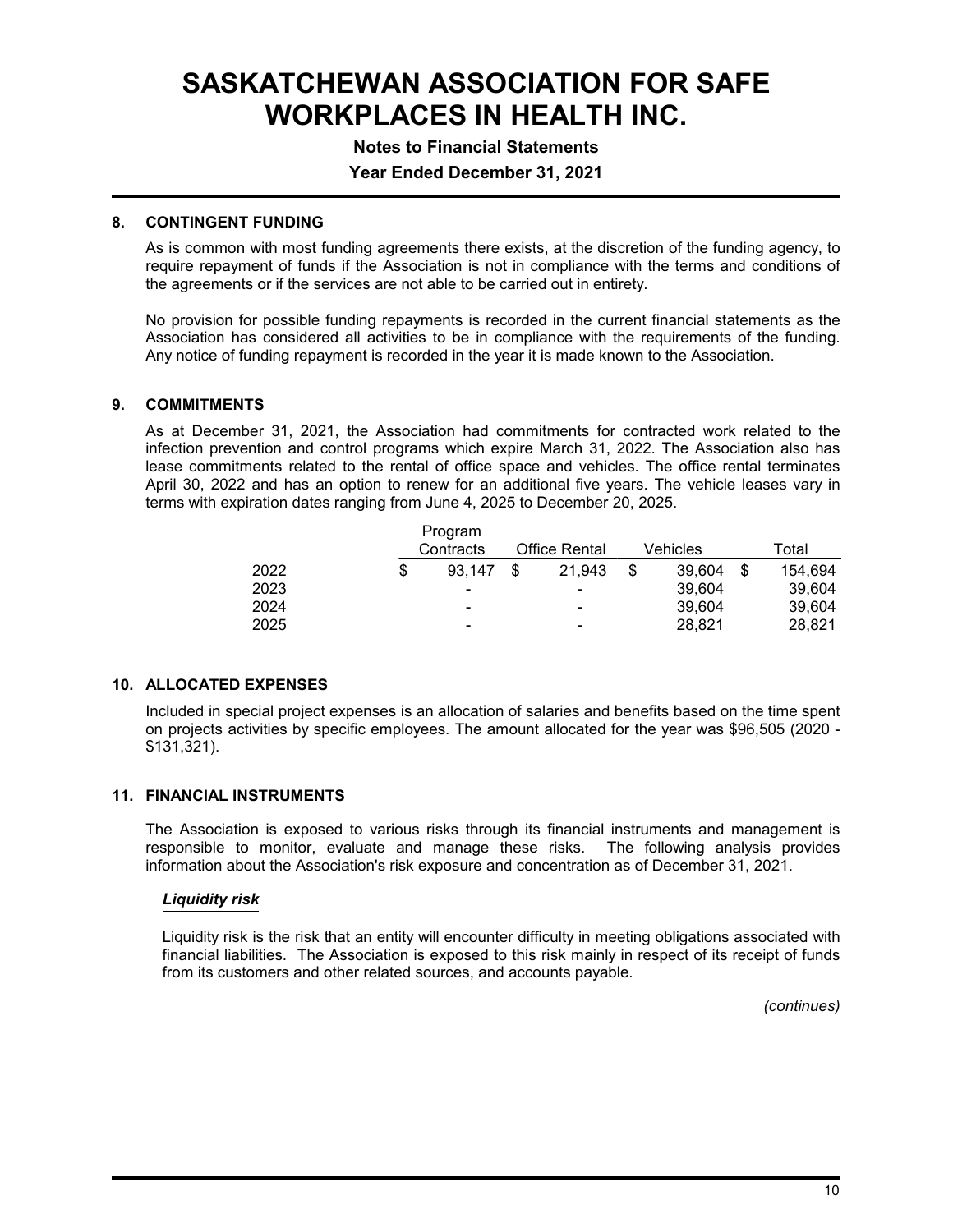# SASKATCHEWAN ASSOCIATION FOR SAFE WORKPLACES IN HEALTH INC.

**Notes to Financial Statements**

**Year Ended December 31, 2021**

## 8. CONTINGENT FUNDING

As is common with most funding agreements there exists, at the discretion of the funding agency, to require repayment of funds if the Association is not in compliance with the terms and conditions of the agreements or if the services are not able to be carried out in entirety.

No provision for possible funding repayments is recorded in the current financial statements as the Association has considered all activities to be in compliance with the requirements of the funding. Any notice of funding repayment is recorded in the year it is made known to the Association.

## 9. COMMITMENTS

As at December 31, 2021, the Association had commitments for contracted work related to the infection prevention and control programs which expire March 31, 2022. The Association also has lease commitments related to the rental of office space and vehicles. The office rental terminates April 30, 2022 and has an option to renew for an additional five years. The vehicle leases vary in terms with expiration dates ranging from June 4, 2025 to December 20, 2025.

| | Program Contracts | Office Rental | Vehicles | Total |
|---|---|---|---|---|
| 2022 | $ 93,147 | $ 21,943 | $ 39,604 | $ 154,694 |
| 2023 | - | - | 39,604 | 39,604 |
| 2024 | - | - | 39,604 | 39,604 |
| 2025 | - | - | 28,821 | 28,821 |

## 10. ALLOCATED EXPENSES

Included in special project expenses is an allocation of salaries and benefits based on the time spent on projects activities by specific employees. The amount allocated for the year was $96,505 (2020 - $131,321).

## 11. FINANCIAL INSTRUMENTS

The Association is exposed to various risks through its financial instruments and management is responsible to monitor, evaluate and manage these risks. The following analysis provides information about the Association's risk exposure and concentration as of December 31, 2021.

***Liquidity risk***

Liquidity risk is the risk that an entity will encounter difficulty in meeting obligations associated with financial liabilities. The Association is exposed to this risk mainly in respect of its receipt of funds from its customers and other related sources, and accounts payable.

*(continues)*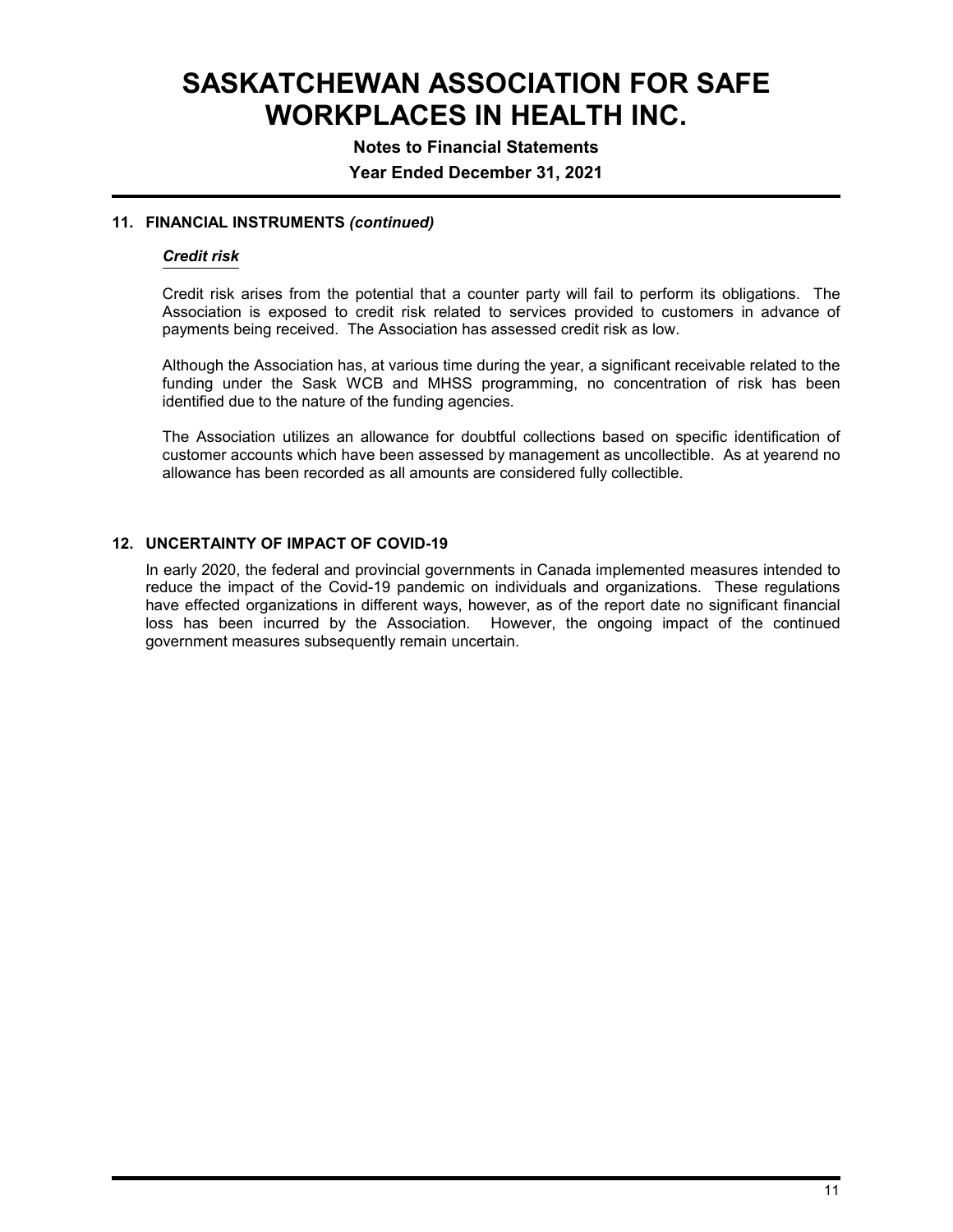# SASKATCHEWAN ASSOCIATION FOR SAFE WORKPLACES IN HEALTH INC.

**Notes to Financial Statements**

**Year Ended December 31, 2021**

### 11. FINANCIAL INSTRUMENTS *(continued)*

***Credit risk***

Credit risk arises from the potential that a counter party will fail to perform its obligations. The Association is exposed to credit risk related to services provided to customers in advance of payments being received. The Association has assessed credit risk as low.

Although the Association has, at various time during the year, a significant receivable related to the funding under the Sask WCB and MHSS programming, no concentration of risk has been identified due to the nature of the funding agencies.

The Association utilizes an allowance for doubtful collections based on specific identification of customer accounts which have been assessed by management as uncollectible. As at yearend no allowance has been recorded as all amounts are considered fully collectible.

### 12. UNCERTAINTY OF IMPACT OF COVID-19

In early 2020, the federal and provincial governments in Canada implemented measures intended to reduce the impact of the Covid-19 pandemic on individuals and organizations. These regulations have effected organizations in different ways, however, as of the report date no significant financial loss has been incurred by the Association. However, the ongoing impact of the continued government measures subsequently remain uncertain.